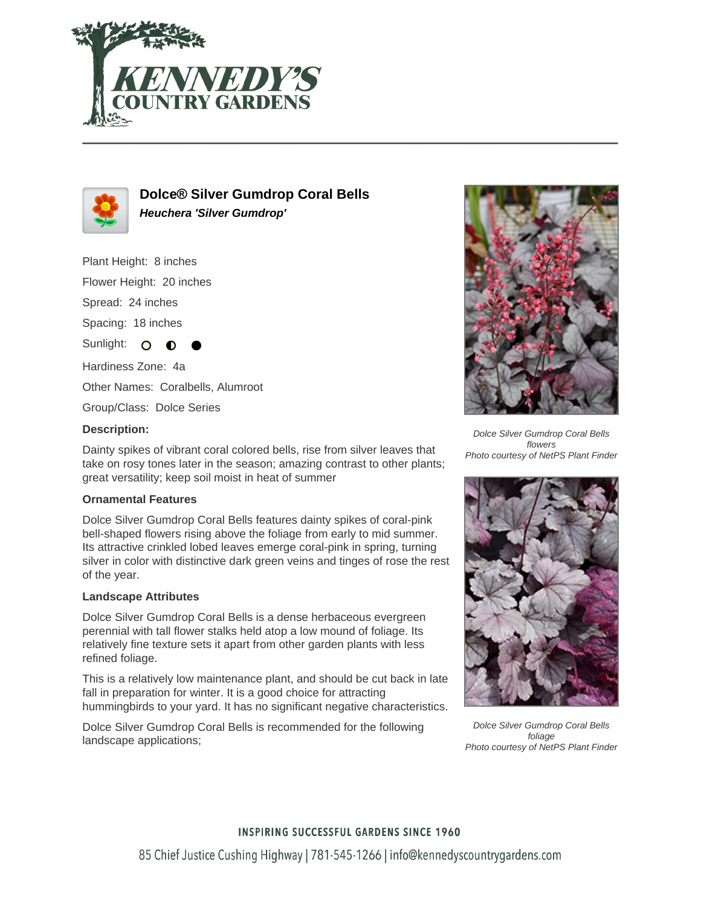# Dolce® Silver Gumdrop Coral Bells

***Heuchera 'Silver Gumdrop'***

Plant Height: 8 inches

Flower Height: 20 inches

Spread: 24 inches

Spacing: 18 inches

Sunlight:

Hardiness Zone: 4a

Other Names: Coralbells, Alumroot

Group/Class: Dolce Series

**Description:**

Dainty spikes of vibrant coral colored bells, rise from silver leaves that take on rosy tones later in the season; amazing contrast to other plants; great versatility; keep soil moist in heat of summer

### Ornamental Features

Dolce Silver Gumdrop Coral Bells features dainty spikes of coral-pink bell-shaped flowers rising above the foliage from early to mid summer. Its attractive crinkled lobed leaves emerge coral-pink in spring, turning silver in color with distinctive dark green veins and tinges of rose the rest of the year.

### Landscape Attributes

Dolce Silver Gumdrop Coral Bells is a dense herbaceous evergreen perennial with tall flower stalks held atop a low mound of foliage. Its relatively fine texture sets it apart from other garden plants with less refined foliage.

This is a relatively low maintenance plant, and should be cut back in late fall in preparation for winter. It is a good choice for attracting hummingbirds to your yard. It has no significant negative characteristics.

Dolce Silver Gumdrop Coral Bells is recommended for the following landscape applications;

*Dolce Silver Gumdrop Coral Bells flowers*
*Photo courtesy of NetPS Plant Finder*

*Dolce Silver Gumdrop Coral Bells foliage*
*Photo courtesy of NetPS Plant Finder*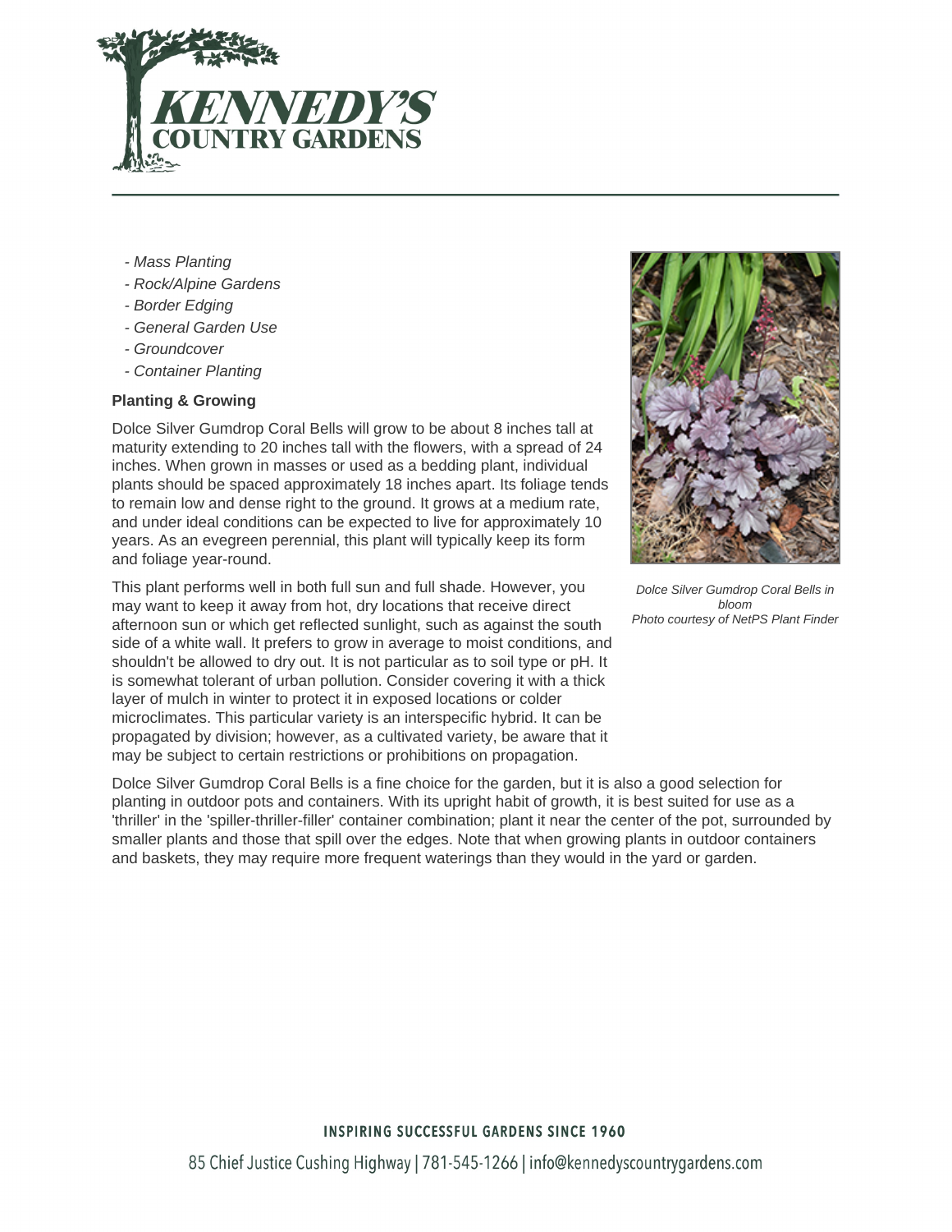- *Mass Planting*
- *Rock/Alpine Gardens*
- *Border Edging*
- *General Garden Use*
- *Groundcover*
- *Container Planting*

**Planting & Growing**

Dolce Silver Gumdrop Coral Bells will grow to be about 8 inches tall at maturity extending to 20 inches tall with the flowers, with a spread of 24 inches. When grown in masses or used as a bedding plant, individual plants should be spaced approximately 18 inches apart. Its foliage tends to remain low and dense right to the ground. It grows at a medium rate, and under ideal conditions can be expected to live for approximately 10 years. As an evegreen perennial, this plant will typically keep its form and foliage year-round.

This plant performs well in both full sun and full shade. However, you may want to keep it away from hot, dry locations that receive direct afternoon sun or which get reflected sunlight, such as against the south side of a white wall. It prefers to grow in average to moist conditions, and shouldn't be allowed to dry out. It is not particular as to soil type or pH. It is somewhat tolerant of urban pollution. Consider covering it with a thick layer of mulch in winter to protect it in exposed locations or colder microclimates. This particular variety is an interspecific hybrid. It can be propagated by division; however, as a cultivated variety, be aware that it may be subject to certain restrictions or prohibitions on propagation.

*Dolce Silver Gumdrop Coral Bells in bloom*
*Photo courtesy of NetPS Plant Finder*

Dolce Silver Gumdrop Coral Bells is a fine choice for the garden, but it is also a good selection for planting in outdoor pots and containers. With its upright habit of growth, it is best suited for use as a 'thriller' in the 'spiller-thriller-filler' container combination; plant it near the center of the pot, surrounded by smaller plants and those that spill over the edges. Note that when growing plants in outdoor containers and baskets, they may require more frequent waterings than they would in the yard or garden.